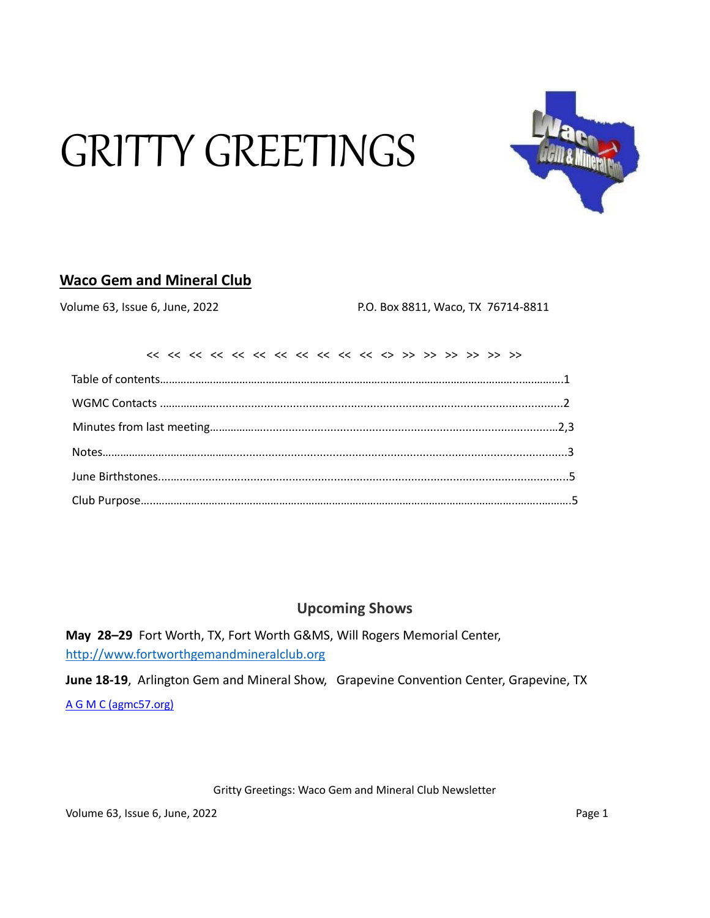# GRITTY GREETINGS

## Waco Gem and Mineral Club

Volume 63, Issue 6, June, 2022 P.O. Box 8811, Waco, TX 76714-8811

<< << << << << << << << << << << <> >> >> >> >> >> >>

Table of contents……………………………………………………………………………………………………………1

WGMC Contacts ……………………………………………………………………………………………………………2

Minutes from last meeting…………………………………………………………………………………………2,3

Notes……………………………………………………………………………………………………………………………3

June Birthstones……………………………………………………………………………………………………………5

Club Purpose…………………………………………………………………………………………………………………5

### Upcoming Shows

**May 28–29** Fort Worth, TX, Fort Worth G&MS, Will Rogers Memorial Center, http://www.fortworthgemandmineralclub.org

**June 18-19**, Arlington Gem and Mineral Show, Grapevine Convention Center, Grapevine, TX

A G M C (agmc57.org)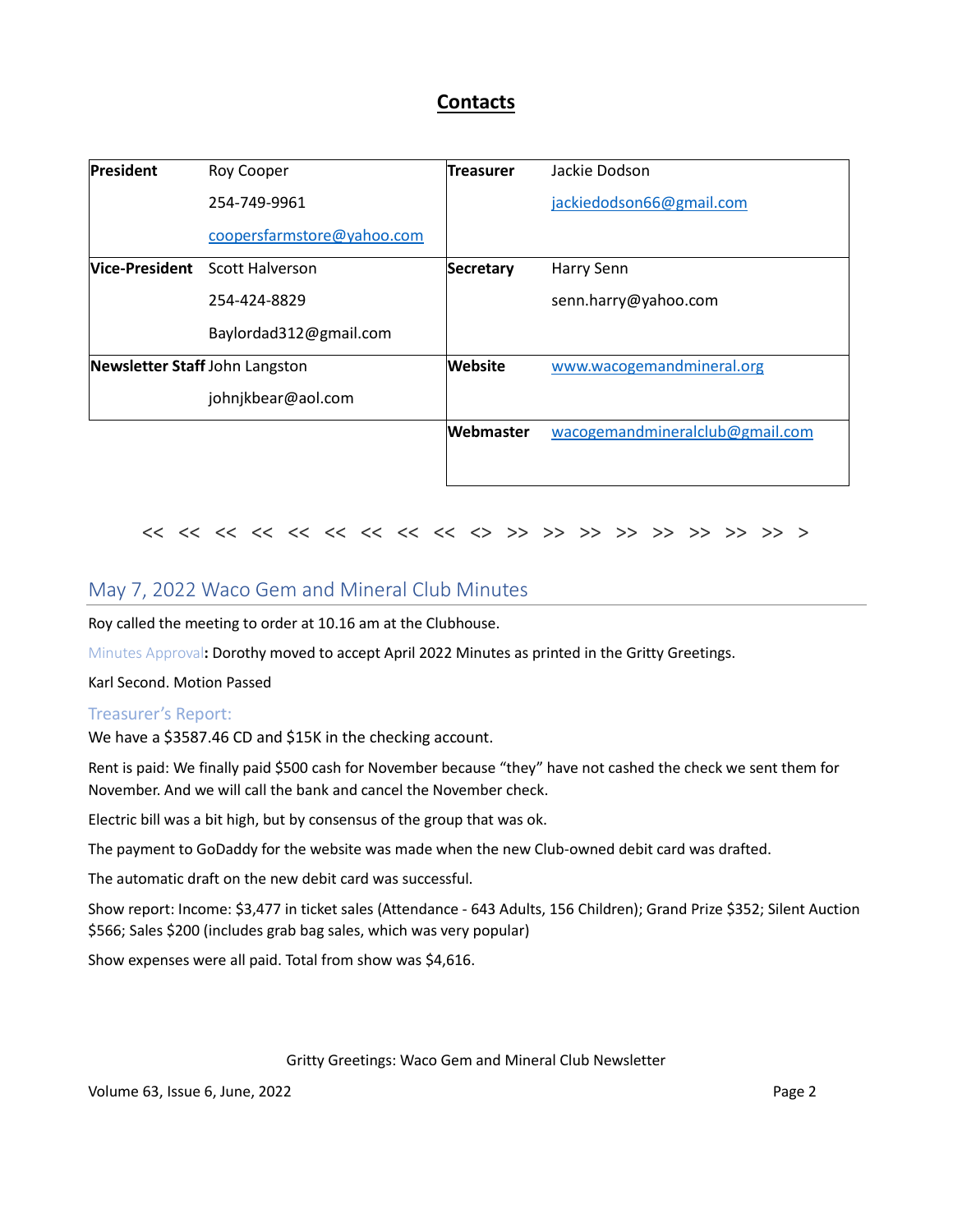## Contacts

| | | | |
|---|---|---|---|
| **President** | Roy Cooper<br>254-749-9961<br>coopersfarmstore@yahoo.com | **Treasurer** | Jackie Dodson<br>jackiedodson66@gmail.com |
| **Vice-President** | Scott Halverson<br>254-424-8829<br>Baylordad312@gmail.com | **Secretary** | Harry Senn<br>senn.harry@yahoo.com |
| **Newsletter Staff** | John Langston<br>johnjkbear@aol.com | **Website** | www.wacogemandmineral.org |
| | | **Webmaster** | wacogemandmineralclub@gmail.com |

<< << << << << << << << << <> >> >> >> >> >> >> >> >> >

## May 7, 2022 Waco Gem and Mineral Club Minutes

Roy called the meeting to order at 10.16 am at the Clubhouse.

Minutes Approval**:** Dorothy moved to accept April 2022 Minutes as printed in the Gritty Greetings.

Karl Second. Motion Passed

### Treasurer's Report:

We have a $3587.46 CD and $15K in the checking account.

Rent is paid: We finally paid $500 cash for November because "they" have not cashed the check we sent them for November. And we will call the bank and cancel the November check.

Electric bill was a bit high, but by consensus of the group that was ok.

The payment to GoDaddy for the website was made when the new Club-owned debit card was drafted.

The automatic draft on the new debit card was successful.

Show report: Income: $3,477 in ticket sales (Attendance - 643 Adults, 156 Children); Grand Prize $352; Silent Auction $566; Sales $200 (includes grab bag sales, which was very popular)

Show expenses were all paid. Total from show was $4,616.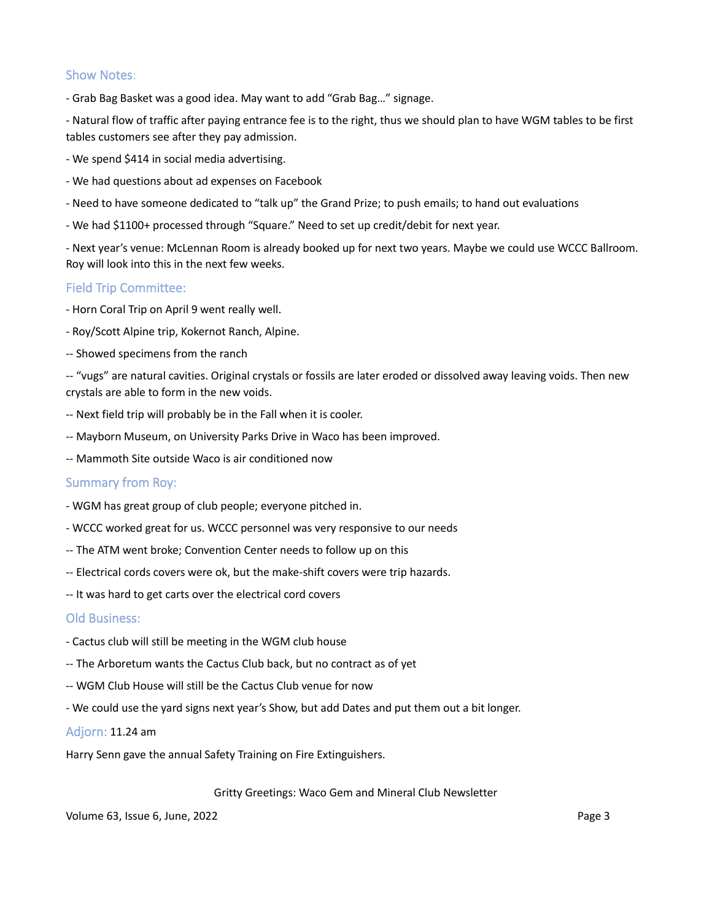## Show Notes:

- Grab Bag Basket was a good idea. May want to add "Grab Bag…" signage.

- Natural flow of traffic after paying entrance fee is to the right, thus we should plan to have WGM tables to be first tables customers see after they pay admission.

- We spend $414 in social media advertising.

- We had questions about ad expenses on Facebook

- Need to have someone dedicated to "talk up" the Grand Prize; to push emails; to hand out evaluations

- We had $1100+ processed through "Square." Need to set up credit/debit for next year.

- Next year's venue: McLennan Room is already booked up for next two years. Maybe we could use WCCC Ballroom. Roy will look into this in the next few weeks.

## Field Trip Committee:

- Horn Coral Trip on April 9 went really well.

- Roy/Scott Alpine trip, Kokernot Ranch, Alpine.

-- Showed specimens from the ranch

-- "vugs" are natural cavities. Original crystals or fossils are later eroded or dissolved away leaving voids. Then new crystals are able to form in the new voids.

-- Next field trip will probably be in the Fall when it is cooler.

-- Mayborn Museum, on University Parks Drive in Waco has been improved.

-- Mammoth Site outside Waco is air conditioned now

## Summary from Roy:

- WGM has great group of club people; everyone pitched in.

- WCCC worked great for us. WCCC personnel was very responsive to our needs

-- The ATM went broke; Convention Center needs to follow up on this

-- Electrical cords covers were ok, but the make-shift covers were trip hazards.

-- It was hard to get carts over the electrical cord covers

## Old Business:

- Cactus club will still be meeting in the WGM club house

-- The Arboretum wants the Cactus Club back, but no contract as of yet

-- WGM Club House will still be the Cactus Club venue for now

- We could use the yard signs next year's Show, but add Dates and put them out a bit longer.

## Adjorn: 11.24 am

Harry Senn gave the annual Safety Training on Fire Extinguishers.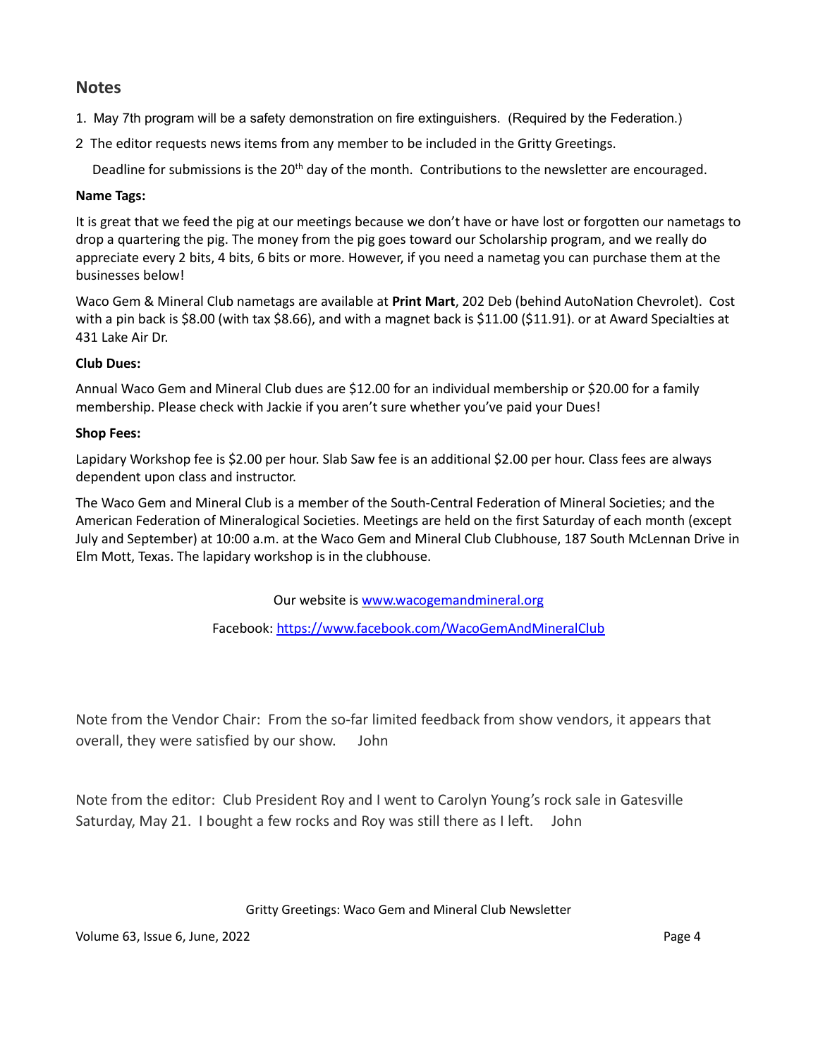## Notes

1. May 7th program will be a safety demonstration on fire extinguishers. (Required by the Federation.)
2. The editor requests news items from any member to be included in the Gritty Greetings.

   Deadline for submissions is the 20th day of the month. Contributions to the newsletter are encouraged.

**Name Tags:**

It is great that we feed the pig at our meetings because we don't have or have lost or forgotten our nametags to drop a quartering the pig. The money from the pig goes toward our Scholarship program, and we really do appreciate every 2 bits, 4 bits, 6 bits or more. However, if you need a nametag you can purchase them at the businesses below!

Waco Gem & Mineral Club nametags are available at **Print Mart**, 202 Deb (behind AutoNation Chevrolet). Cost with a pin back is $8.00 (with tax $8.66), and with a magnet back is $11.00 ($11.91). or at Award Specialties at 431 Lake Air Dr.

**Club Dues:**

Annual Waco Gem and Mineral Club dues are $12.00 for an individual membership or $20.00 for a family membership. Please check with Jackie if you aren't sure whether you've paid your Dues!

**Shop Fees:**

Lapidary Workshop fee is $2.00 per hour. Slab Saw fee is an additional $2.00 per hour. Class fees are always dependent upon class and instructor.

The Waco Gem and Mineral Club is a member of the South-Central Federation of Mineral Societies; and the American Federation of Mineralogical Societies. Meetings are held on the first Saturday of each month (except July and September) at 10:00 a.m. at the Waco Gem and Mineral Club Clubhouse, 187 South McLennan Drive in Elm Mott, Texas. The lapidary workshop is in the clubhouse.

Our website is www.wacogemandmineral.org

Facebook: https://www.facebook.com/WacoGemAndMineralClub

Note from the Vendor Chair: From the so-far limited feedback from show vendors, it appears that overall, they were satisfied by our show. John

Note from the editor: Club President Roy and I went to Carolyn Young's rock sale in Gatesville Saturday, May 21. I bought a few rocks and Roy was still there as I left. John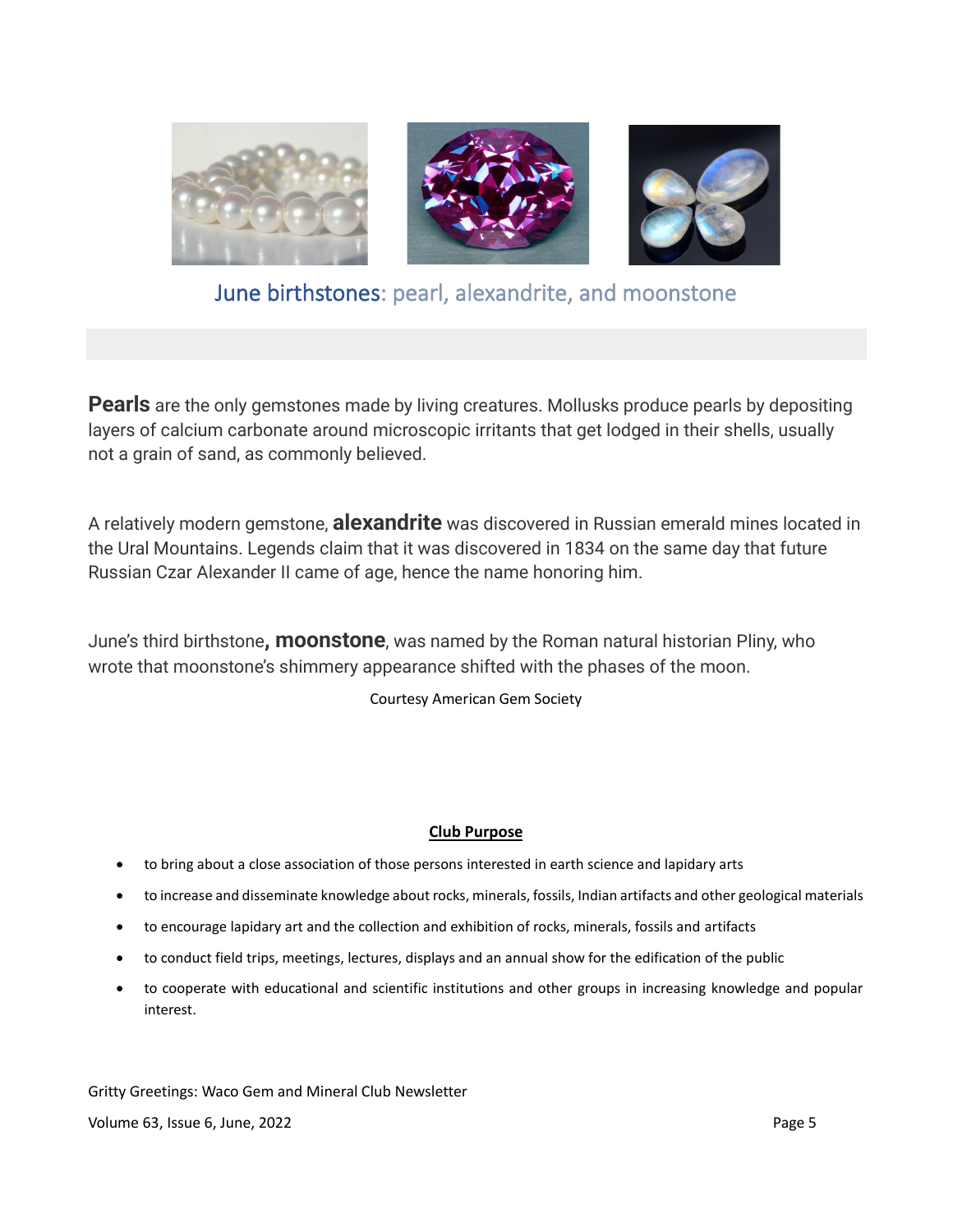## June birthstones: pearl, alexandrite, and moonstone

**Pearls** are the only gemstones made by living creatures. Mollusks produce pearls by depositing layers of calcium carbonate around microscopic irritants that get lodged in their shells, usually not a grain of sand, as commonly believed.

A relatively modern gemstone, **alexandrite** was discovered in Russian emerald mines located in the Ural Mountains. Legends claim that it was discovered in 1834 on the same day that future Russian Czar Alexander II came of age, hence the name honoring him.

June's third birthstone**, moonstone**, was named by the Roman natural historian Pliny, who wrote that moonstone's shimmery appearance shifted with the phases of the moon.

Courtesy American Gem Society

### Club Purpose

- to bring about a close association of those persons interested in earth science and lapidary arts
- to increase and disseminate knowledge about rocks, minerals, fossils, Indian artifacts and other geological materials
- to encourage lapidary art and the collection and exhibition of rocks, minerals, fossils and artifacts
- to conduct field trips, meetings, lectures, displays and an annual show for the edification of the public
- to cooperate with educational and scientific institutions and other groups in increasing knowledge and popular interest.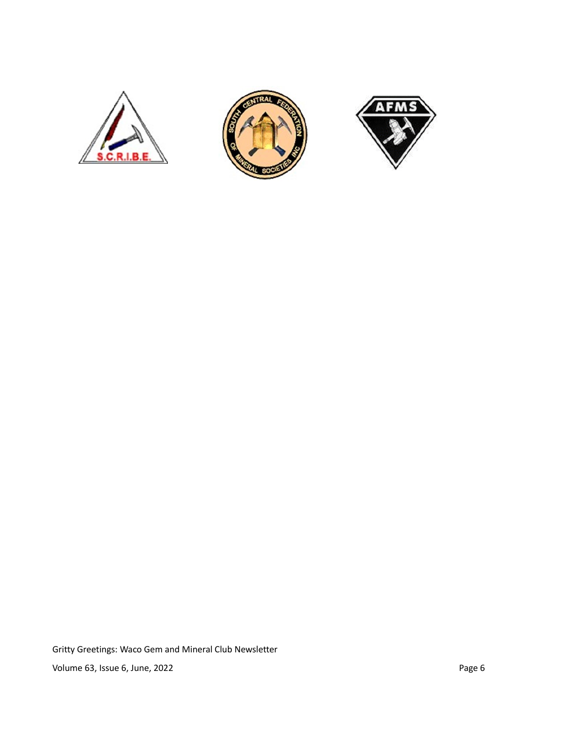S.C.R.I.B.E.

SOUTH CENTRAL FEDERATION OF MINERAL SOCIETIES INC

AFMS